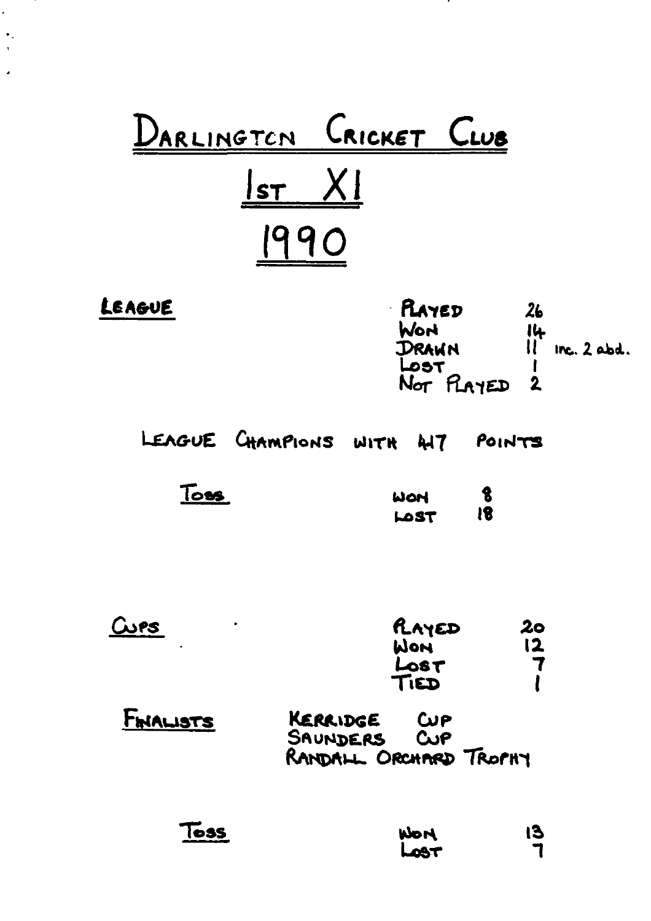# DARLINGTON CRICKET CLUB

## 1ST XI

## 1990

**LEAGUE**

| | | |
|---|---|---|
| PLAYED | 26 | |
| WON | 14 | |
| DRAWN | 11 | inc. 2 abd. |
| LOST | 1 | |
| NOT PLAYED | 2 | |

LEAGUE CHAMPIONS WITH 417 POINTS

**TOSS**

| | |
|---|---|
| WON | 8 |
| LOST | 18 |

**CUPS**

| | |
|---|---|
| PLAYED | 20 |
| WON | 12 |
| LOST | 7 |
| TIED | 1 |

**FINALISTS**

- KERRIDGE CUP
- SAUNDERS CUP
- RANDALL ORCHARD TROPHY

**TOSS**

| | |
|---|---|
| WON | 13 |
| LOST | 7 |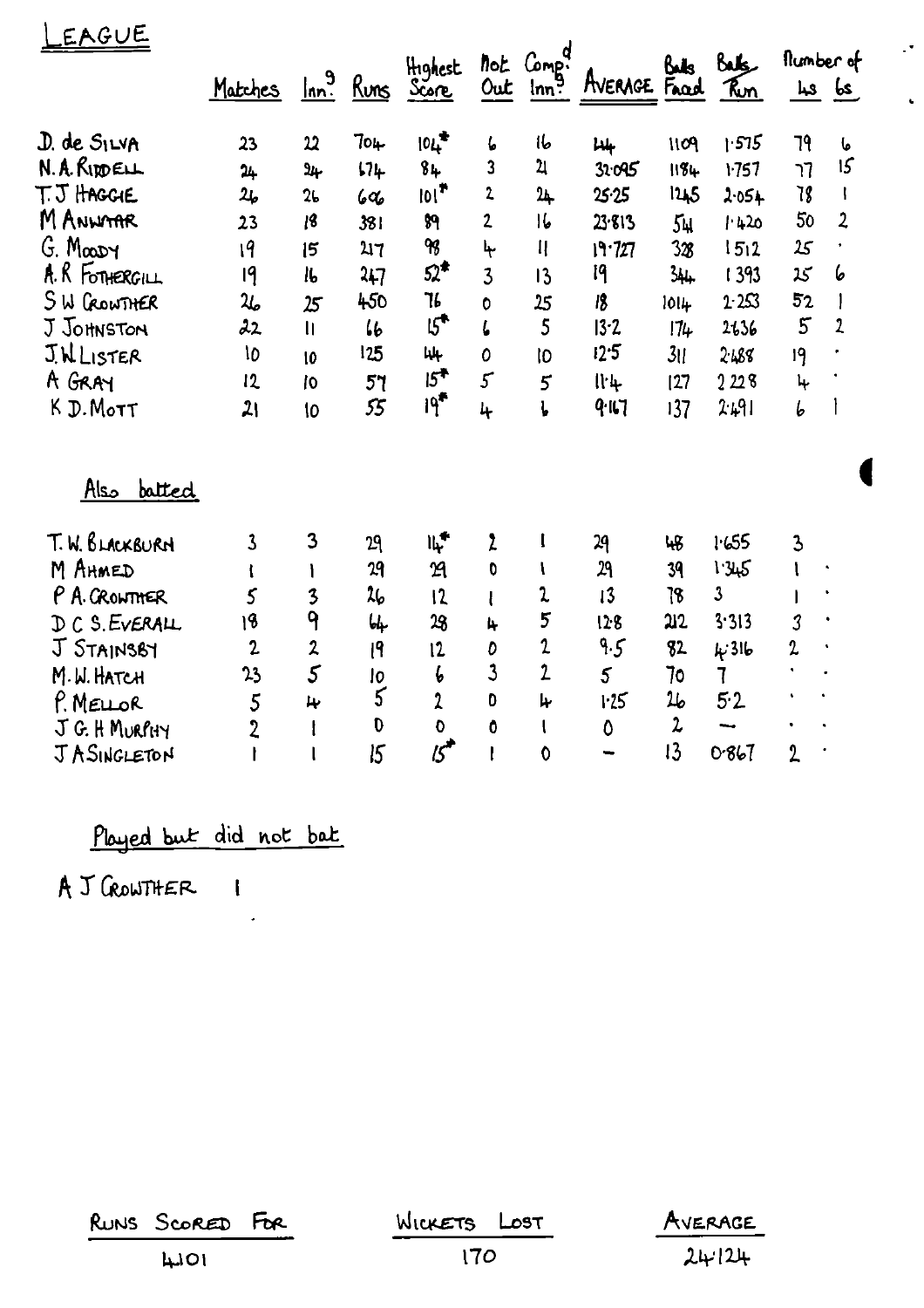# LEAGUE

| | Matches | Inn.^g | Runs | Highest Score | Not Out | Comp.^d Inn.^g | AVERAGE | Balls Faced | Balls Run | Number of 4s | 6s |
|---|---|---|---|---|---|---|---|---|---|---|---|
| D. de SILVA | 23 | 22 | 704 | 104* | 6 | 16 | 44 | 1109 | 1·575 | 79 | 6 |
| N. A. RIDDELL | 24 | 24 | 674 | 84 | 3 | 21 | 32·095 | 1184 | 1·757 | 77 | 15 |
| T. J HAGGIE | 26 | 26 | 606 | 101* | 2 | 24 | 25·25 | 1245 | 2·054 | 78 | 1 |
| M ANWAR | 23 | 18 | 381 | 89 | 2 | 16 | 23·813 | 541 | 1·420 | 50 | 2 |
| G. MOODY | 19 | 15 | 217 | 98 | 4 | 11 | 19·727 | 328 | 1512 | 25 | · |
| A. R FOTHERGILL | 19 | 16 | 247 | 52* | 3 | 13 | 19 | 344 | 1393 | 25 | 6 |
| S W CROWTHER | 26 | 25 | 450 | 76 | 0 | 25 | 18 | 1014 | 2·253 | 52 | 1 |
| J JOHNSTON | 22 | 11 | 66 | 15* | 6 | 5 | 13·2 | 174 | 2·636 | 5 | 2 |
| J.W. LISTER | 10 | 10 | 125 | 44 | 0 | 10 | 12·5 | 311 | 2·488 | 19 | · |
| A GRAY | 12 | 10 | 57 | 15* | 5 | 5 | 11·4 | 127 | 2 228 | 4 | · |
| K D. MOTT | 21 | 10 | 55 | 19* | 4 | 6 | 9·167 | 137 | 2·491 | 6 | 1 |

## Also batted

| | Matches | Inn.^g | Runs | Highest Score | Not Out | Comp.^d Inn.^g | AVERAGE | Balls Faced | Balls Run | Number of 4s | 6s |
|---|---|---|---|---|---|---|---|---|---|---|---|
| T. W. BLACKBURN | 3 | 3 | 29 | 14* | 2 | 1 | 29 | 48 | 1·655 | 3 | |
| M AHMED | 1 | 1 | 29 | 29 | 0 | 1 | 29 | 39 | 1·345 | 1 | · |
| P A. CROWTHER | 5 | 3 | 26 | 12 | 1 | 2 | 13 | 78 | 3 | 1 | · |
| D C S. EVERALL | 18 | 9 | 64 | 28 | 4 | 5 | 12·8 | 212 | 3·313 | 3 | · |
| J STAINSBY | 2 | 2 | 19 | 12 | 0 | 2 | 9·5 | 82 | 4·316 | 2 | · |
| M. W. HATCH | 23 | 5 | 10 | 6 | 3 | 2 | 5 | 70 | 7 | · | · |
| P. MELLOR | 5 | 4 | 5 | 2 | 0 | 4 | 1·25 | 26 | 5·2 | · | · |
| J G. H MURPHY | 2 | 1 | 0 | 0 | 0 | 1 | 0 | 2 | — | · | · |
| J A SINGLETON | 1 | 1 | 15 | 15* | 1 | 0 | — | 13 | 0·867 | 2 | · |

## Played but did not bat

A J CROWTHER 1

| RUNS SCORED FOR | WICKETS LOST | AVERAGE |
|---|---|---|
| 4101 | 170 | 24·124 |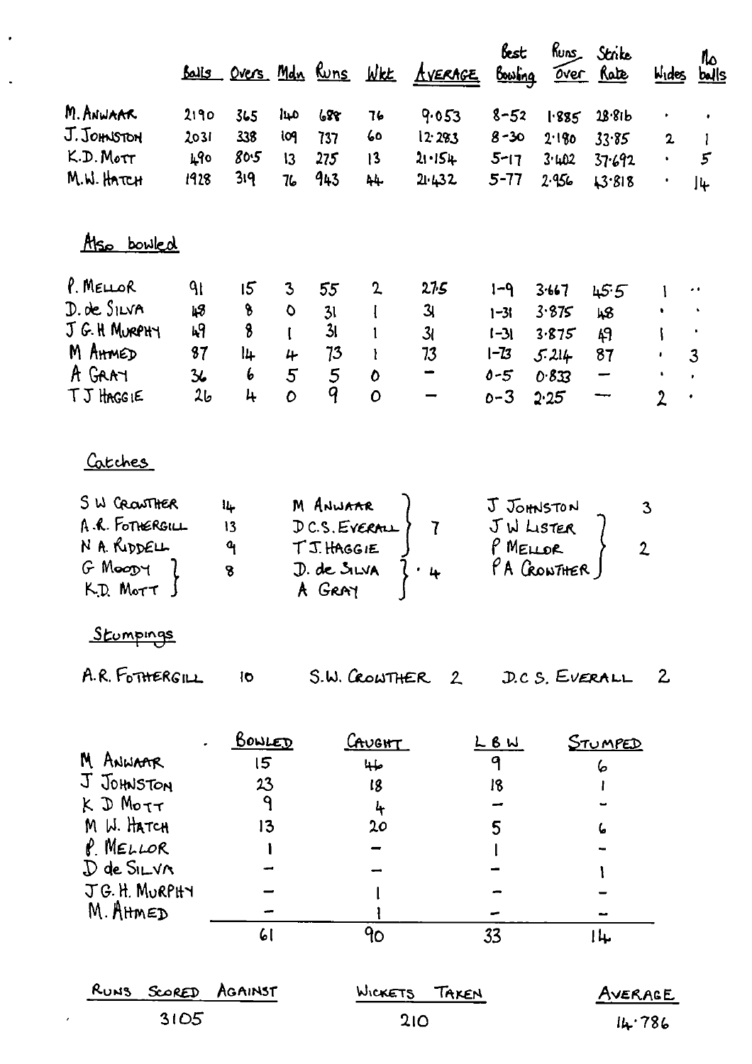| | Balls | Overs | Mdn | Runs | Wkt | Average | Best Bowling | Runs Over | Strike Rate | Wides | No balls |
|---|---|---|---|---|---|---|---|---|---|---|---|
| M. ANWAAR | 2190 | 365 | 140 | 688 | 76 | 9.053 | 8-52 | 1.885 | 28.816 | · | · |
| J. JOHNSTON | 2031 | 338 | 109 | 737 | 60 | 12.283 | 8-30 | 2.180 | 33.85 | 2 | 1 |
| K.D. MOTT | 490 | 80.5 | 13 | 275 | 13 | 21.154 | 5-17 | 3.402 | 37.692 | · | 5 |
| M.W. HATCH | 1928 | 319 | 76 | 943 | 44 | 21.432 | 5-77 | 2.956 | 43.818 | · | 14 |

## Also bowled

| | Balls | Overs | Mdn | Runs | Wkt | Average | Best Bowling | Runs Over | Strike Rate | Wides | No balls |
|---|---|---|---|---|---|---|---|---|---|---|---|
| P. MELLOR | 91 | 15 | 3 | 55 | 2 | 27.5 | 1-9 | 3.667 | 45.5 | 1 | ·· |
| D. de SILVA | 48 | 8 | 0 | 31 | 1 | 31 | 1-31 | 3.875 | 48 | · | · |
| J G.H MURPHY | 49 | 8 | 1 | 31 | 1 | 31 | 1-31 | 3.875 | 49 | 1 | · |
| M AHMED | 87 | 14 | 4 | 73 | 1 | 73 | 1-73 | 5.214 | 87 | · | 3 |
| A GRAY | 36 | 6 | 5 | 5 | 0 | – | 0-5 | 0.833 | – | · | · |
| T J HAGGIE | 26 | 4 | 0 | 9 | 0 | – | 0-3 | 2.25 | – | 2 | · |

## Catches

| Player | Catches |
|---|---|
| S W CROWTHER | 14 |
| A.R. FOTHERGILL | 13 |
| N A. RIDDELL | 9 |
| G MOODY, K.D. MOTT | 8 |
| M ANWAAR, D C.S. EVERALL, T.J. HAGGIE | 7 |
| D. de SILVA, A GRAY | 4 |
| J JOHNSTON | 3 |
| J W LISTER, P MELLOR, P A CROWTHER | 2 |

## Stumpings

A.R. FOTHERGILL 10 S.W. CROWTHER 2 D.C.S. EVERALL 2

| | Bowled | Caught | LBW | Stumped |
|---|---|---|---|---|
| M ANWAAR | 15 | 46 | 9 | 6 |
| J JOHNSTON | 23 | 18 | 18 | 1 |
| K D MOTT | 9 | 4 | – | – |
| M W. HATCH | 13 | 20 | 5 | 6 |
| P. MELLOR | 1 | – | 1 | – |
| D de SILVA | – | – | – | 1 |
| J G. H. MURPHY | – | 1 | – | – |
| M. AHMED | – | 1 | – | – |
| | 61 | 90 | 33 | 14 |

| Runs Scored Against | Wickets Taken | Average |
|---|---|---|
| 3105 | 210 | 14.786 |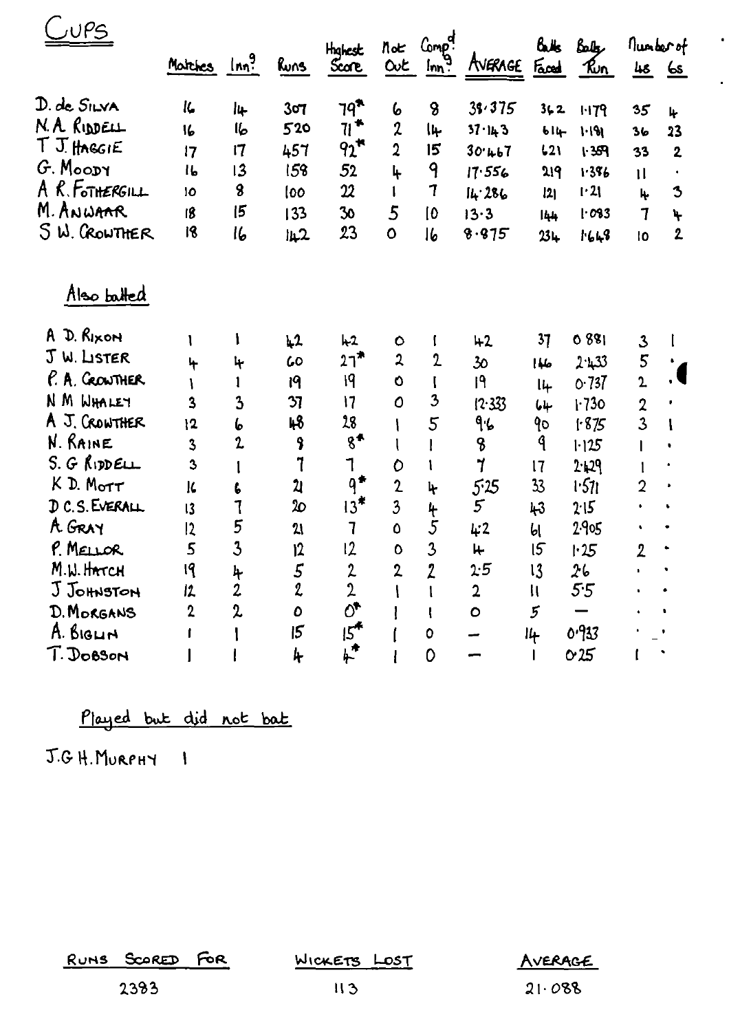# Cups

| | Matches | Inn.^g | Runs | Highest Score | Not Out | Comp.^d Inn.^g | Average | Balls Faced | Balls / Run | Number of 4s | Number of 6s |
|---|---|---|---|---|---|---|---|---|---|---|---|
| D. de Silva | 16 | 14 | 307 | 79* | 6 | 8 | 38.375 | 362 | 1.179 | 35 | 4 |
| N.A. Riddell | 16 | 16 | 520 | 71* | 2 | 14 | 37.143 | 614 | 1.181 | 36 | 23 |
| T J. Haggie | 17 | 17 | 457 | 92* | 2 | 15 | 30.467 | 621 | 1.359 | 33 | 2 |
| G. Moody | 16 | 13 | 158 | 52 | 4 | 9 | 17.556 | 219 | 1.386 | 11 | · |
| A R. Fothergill | 10 | 8 | 100 | 22 | 1 | 7 | 14.286 | 121 | 1.21 | 4 | 3 |
| M. Anwaar | 18 | 15 | 133 | 30 | 5 | 10 | 13.3 | 144 | 1.083 | 7 | 4 |
| S W. Crowther | 18 | 16 | 142 | 23 | 0 | 16 | 8.875 | 234 | 1.648 | 10 | 2 |

## Also batted

| | Matches | Inn.^g | Runs | Highest Score | Not Out | Comp.^d Inn.^g | Average | Balls Faced | Balls / Run | Number of 4s | Number of 6s |
|---|---|---|---|---|---|---|---|---|---|---|---|
| A D. Rixon | 1 | 1 | 42 | 42 | 0 | 1 | 42 | 37 | 0.881 | 3 | 1 |
| J W. Lister | 4 | 4 | 60 | 27* | 2 | 2 | 30 | 146 | 2.433 | 5 | · |
| P. A. Crowther | 1 | 1 | 19 | 19 | 0 | 1 | 19 | 14 | 0.737 | 2 | · |
| N M Whaley | 3 | 3 | 37 | 17 | 0 | 3 | 12.333 | 64 | 1.730 | 2 | · |
| A J. Crowther | 12 | 6 | 48 | 28 | 1 | 5 | 9.6 | 90 | 1.875 | 3 | 1 |
| N. Raine | 3 | 2 | 8 | 8* | 1 | 1 | 8 | 9 | 1.125 | 1 | · |
| S. G Riddell | 3 | 1 | 7 | 7 | 0 | 1 | 7 | 17 | 2.429 | 1 | · |
| K D. Mott | 16 | 6 | 21 | 9* | 2 | 4 | 5.25 | 33 | 1.571 | 2 | · |
| D C.S. Everall | 13 | 7 | 20 | 13* | 3 | 4 | 5 | 43 | 2.15 | · | · |
| A. Gray | 12 | 5 | 21 | 7 | 0 | 5 | 4.2 | 61 | 2.905 | · | · |
| P. Mellor | 5 | 3 | 12 | 12 | 0 | 3 | 4 | 15 | 1.25 | 2 | · |
| M.W. Hatch | 19 | 4 | 5 | 2 | 2 | 2 | 2.5 | 13 | 2.6 | · | · |
| J Johnston | 12 | 2 | 2 | 2 | 1 | 1 | 2 | 11 | 5.5 | · | · |
| D. Morgans | 2 | 2 | 0 | 0* | 1 | 1 | 0 | 5 | — | · | · |
| A. Biglin | 1 | 1 | 15 | 15* | 1 | 0 | — | 14 | 0.933 | · | · |
| T. Dobson | 1 | 1 | 4 | 4* | 1 | 0 | — | 1 | 0.25 | 1 | · |

## Played but did not bat

J.G H. Murphy 1

| Runs Scored For | Wickets Lost | Average |
|---|---|---|
| 2383 | 113 | 21.088 |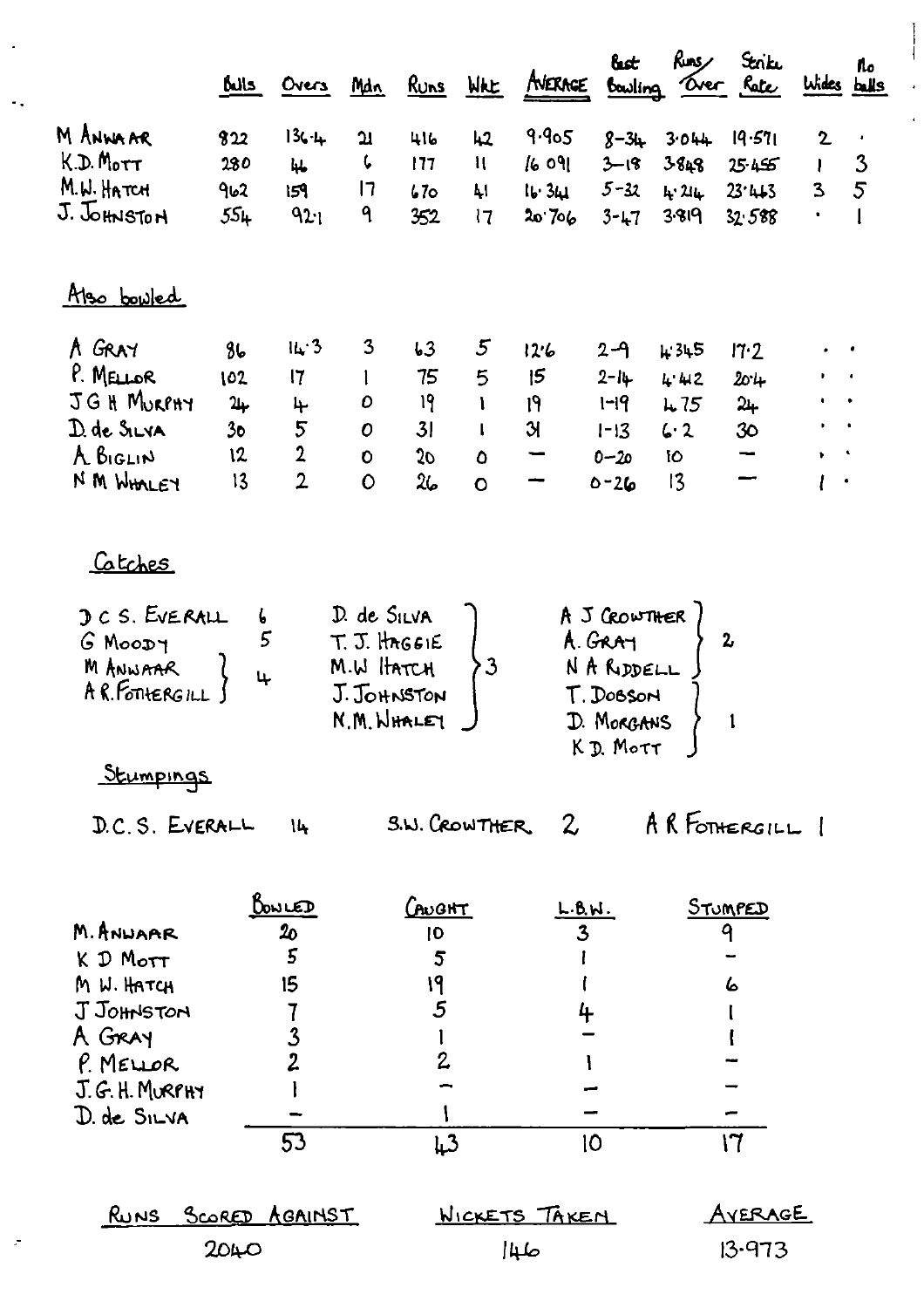|  | Balls | Overs | Mdn | Runs | Wkt | Average | Best Bowling | Runs/Over | Strike Rate | Wides | No balls |
|---|---|---|---|---|---|---|---|---|---|---|---|
| M ANWAAR | 822 | 136.4 | 21 | 416 | 42 | 9.905 | 8–34 | 3.044 | 19.571 | 2 | · |
| K.D. MOTT | 280 | 46 | 6 | 177 | 11 | 16.091 | 3–18 | 3.848 | 25.455 | 1 | 3 |
| M.W. HATCH | 962 | 159 | 17 | 670 | 41 | 16.341 | 5–32 | 4.214 | 23.463 | 3 | 5 |
| J. JOHNSTON | 554 | 92.1 | 9 | 352 | 17 | 20.706 | 3–47 | 3.819 | 32.588 | · | 1 |

## Also bowled

|  | Balls | Overs | Mdn | Runs | Wkt | Average | Best Bowling | Runs/Over | Strike Rate | Wides | No balls |
|---|---|---|---|---|---|---|---|---|---|---|---|
| A GRAY | 86 | 14.3 | 3 | 63 | 5 | 12.6 | 2–9 | 4.345 | 17.2 | · | · |
| P. MELLOR | 102 | 17 | 1 | 75 | 5 | 15 | 2–14 | 4.412 | 20.4 | · | · |
| J G H MURPHY | 24 | 4 | 0 | 19 | 1 | 19 | 1–19 | 4.75 | 24 | · | · |
| D. de SILVA | 30 | 5 | 0 | 31 | 1 | 31 | 1–13 | 6.2 | 30 | · | · |
| A BIGLIN | 12 | 2 | 0 | 20 | 0 | — | 0–20 | 10 | — | · | · |
| N M WHALEY | 13 | 2 | 0 | 26 | 0 | — | 0–26 | 13 | — | 1 | · |

## Catches

| Player | Catches |
|---|---|
| D C S. EVERALL | 6 |
| G MOODY | 5 |
| M ANWAAR, A R. FOTHERGILL | 4 |
| D. de SILVA, T. J. HAGGIE, M.W HATCH, J. JOHNSTON, N.M. WHALEY | 3 |
| A J CROWTHER, A. GRAY, N A RIDDELL | 2 |
| T. DOBSON, D. MORGANS, K D. MOTT | 1 |

## Stumpings

D.C.S. EVERALL 14 S.W. CROWTHER 2 A R FOTHERGILL 1

|  | Bowled | Caught | L.B.W. | Stumped |
|---|---|---|---|---|
| M. ANWAAR | 20 | 10 | 3 | 9 |
| K D MOTT | 5 | 5 | 1 | — |
| M W. HATCH | 15 | 19 | 1 | 6 |
| J JOHNSTON | 7 | 5 | 4 | 1 |
| A GRAY | 3 | 1 | — | 1 |
| P. MELLOR | 2 | 2 | 1 | — |
| J. G. H. MURPHY | 1 | — | — | — |
| D. de SILVA | — | 1 | — | — |
|  | 53 | 43 | 10 | 17 |

| Runs Scored Against | Wickets Taken | Average |
|---|---|---|
| 2040 | 146 | 13.973 |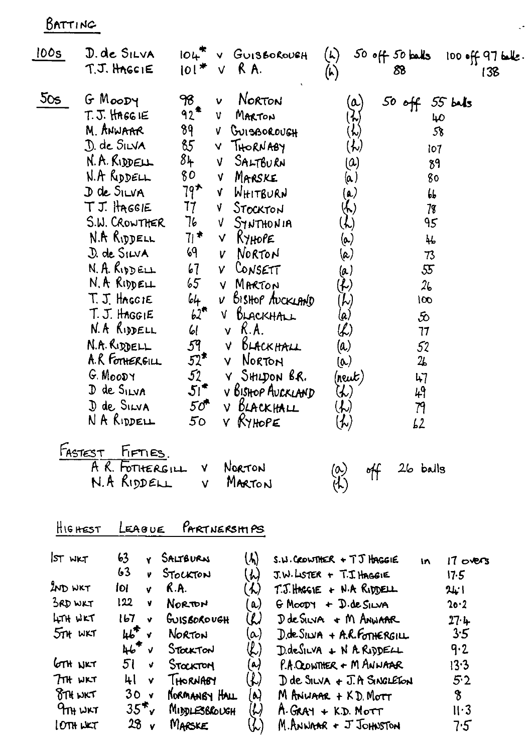## BATTING

### 100s

| | | | | | | |
|---|---|---|---|---|---|---|
| D. de SILVA | 104* | v GUISBOROUGH | (h) | 50 off 50 balls | 100 off 97 balls. |
| T.J. HAGGIE | 101* | v R.A. | (h) | 88 | 138 |

### 50s

| | | | | |
|---|---|---|---|---|
| G MOODY | 98 | v NORTON | (a) | 50 off 55 balls |
| T.J. HAGGIE | 92* | v MARTON | (h) | 40 |
| M. ANWAAR | 89 | v GUISBOROUGH | (h) | 58 |
| D. de SILVA | 85 | v THORNABY | (h) | 107 |
| N.A. RIDDELL | 84 | v SALTBURN | (a) | 89 |
| N.A RIDDELL | 80 | v MARSKE | (a) | 80 |
| D de SILVA | 79* | v WHITBURN | (a) | 66 |
| T J. HAGGIE | 77 | v STOCKTON | (h) | 78 |
| S.W. CROWTHER | 76 | v SYNTHONIA | (h) | 95 |
| N.A RIDDELL | 71* | v RYHOPE | (a) | 46 |
| D. de SILVA | 69 | v NORTON | (a) | 73 |
| N. A. RIDDELL | 67 | v CONSETT | (a) | 55 |
| N. A RIDDELL | 65 | v MARTON | (h) | 26 |
| T. J. HAGGIE | 64 | v BISHOP AUCKLAND | (h) | 100 |
| T. J. HAGGIE | 62* | v BLACKHALL | (a) | 50 |
| N. A RIDDELL | 61 | v R.A. | (h) | 77 |
| N.A. RIDDELL | 59 | v BLACKHALL | (a) | 52 |
| A.R FOTHERGILL | 52* | v NORTON | (a) | 26 |
| G. MOODY | 52 | v SHILDON B.R. | (neut) | 47 |
| D de SILVA | 51* | v BISHOP AUCKLAND | (h) | 49 |
| D de SILVA | 50* | v BLACKHALL | (h) | 79 |
| N A RIDDELL | 50 | v RYHOPE | (h) | 62 |

### FASTEST FIFTIES.

| | | | |
|---|---|---|---|
| A R. FOTHERGILL | v NORTON | (a) | off 26 balls |
| N.A RIDDELL | v MARTON | (h) | |

### HIGHEST LEAGUE PARTNERSHIPS

| | | | | | |
|---|---|---|---|---|---|
| 1ST WKT | 63 | v SALTBURN | (h) | S.W. CROWTHER + T J HAGGIE | in 17 overs |
| | 63 | v STOCKTON | (h) | J.W. LISTER + T.J HAGGIE | 17.5 |
| 2ND WKT | 101 | v R.A. | (h) | T.J. HAGGIE + N.A RIDDELL | 24.1 |
| 3RD WKT | 122 | v NORTON | (a) | G MOODY + D. de SILVA | 20.2 |
| 4TH WKT | 167 | v GUISBOROUGH | (h) | D de SILVA + M ANWAAR | 27.4 |
| 5TH WKT | 46* | v NORTON | (a) | D.de SILVA + A.R. FOTHERGILL | 3.5 |
| | 46* | v STOCKTON | (h) | D.deSILVA + N A RIDDELL | 9.2 |
| 6TH WKT | 51 | v STOCKTON | (a) | P.A. CROWTHER + M ANWAAR | 13.3 |
| 7TH WKT | 41 | v THORNABY | (h) | D de SILVA + J.A SINGLETON | 5.2 |
| 8TH WKT | 30 | v NORMANBY HALL | (a) | M ANWAAR + K D. MOTT | 8 |
| 9TH WKT | 35* | v MIDDLESBROUGH | (h) | A. GRAY + K.D. MOTT | 11.3 |
| 10TH WKT | 28 | v MARSKE | (h) | M. ANWAAR + J JOHNSTON | 7.5 |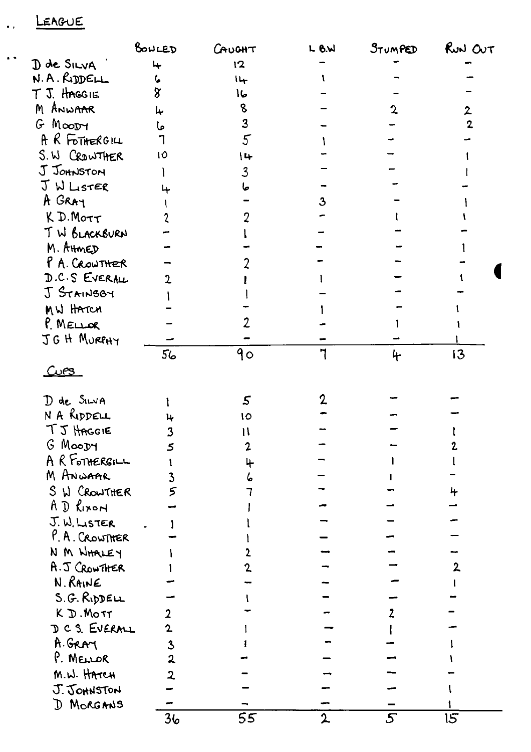## League

| | Bowled | Caught | L.B.W | Stumped | Run Out |
|---|---|---|---|---|---|
| D de Silva | 4 | 12 | – | – | – |
| N.A. Riddell | 6 | 14 | 1 | – | – |
| T J. Haggie | 8 | 16 | – | – | – |
| M Anwaar | 4 | 8 | – | 2 | 2 |
| G Moody | 6 | 3 | – | – | 2 |
| A R Fothergill | 7 | 5 | 1 | – | – |
| S.W Crowther | 10 | 14 | – | – | 1 |
| J Johnston | 1 | 3 | – | – | 1 |
| J W Lister | 4 | 6 | – | – | – |
| A Gray | 1 | – | 3 | – | 1 |
| K D. Mott | 2 | 2 | – | 1 | 1 |
| T W Blackburn | – | 1 | – | – | – |
| M. Ahmed | – | – | – | – | 1 |
| P A. Crowther | – | 2 | – | – | – |
| D.C.S Everall | 2 | 1 | 1 | – | 1 |
| J Stainsby | 1 | 1 | – | – | – |
| M W Hatch | – | – | 1 | – | 1 |
| P. Mellor | – | 2 | – | 1 | 1 |
| J G H Murphy | – | – | – | – | 1 |
| | 56 | 90 | 7 | 4 | 13 |

## Cups

| | Bowled | Caught | L.B.W | Stumped | Run Out |
|---|---|---|---|---|---|
| D de Silva | 1 | 5 | 2 | – | – |
| N A Riddell | 4 | 10 | – | – | – |
| T J Haggie | 3 | 11 | – | – | 1 |
| G Moody | 5 | 2 | – | – | 2 |
| A R Fothergill | 1 | 4 | – | 1 | 1 |
| M Anwaar | 3 | 6 | – | 1 | – |
| S W Crowther | 5 | 7 | – | – | 4 |
| A D Rixon | – | 1 | – | – | – |
| J. W. Lister | 1 | 1 | – | – | – |
| P. A. Crowther | – | 1 | – | – | – |
| N M Whaley | 1 | 2 | – | – | – |
| A. J Crowther | 1 | 2 | – | – | 2 |
| N. Raine | – | – | – | – | 1 |
| S.G. Riddell | – | 1 | – | – | – |
| K D. Mott | 2 | – | – | 2 | – |
| D C S. Everall | 2 | 1 | – | 1 | – |
| A. Gray | 3 | 1 | – | – | 1 |
| P. Mellor | 2 | – | – | – | 1 |
| M.W. Hatch | 2 | – | – | – | – |
| J. Johnston | – | – | – | – | 1 |
| D Morgans | – | – | – | – | 1 |
| | 36 | 55 | 2 | 5 | 15 |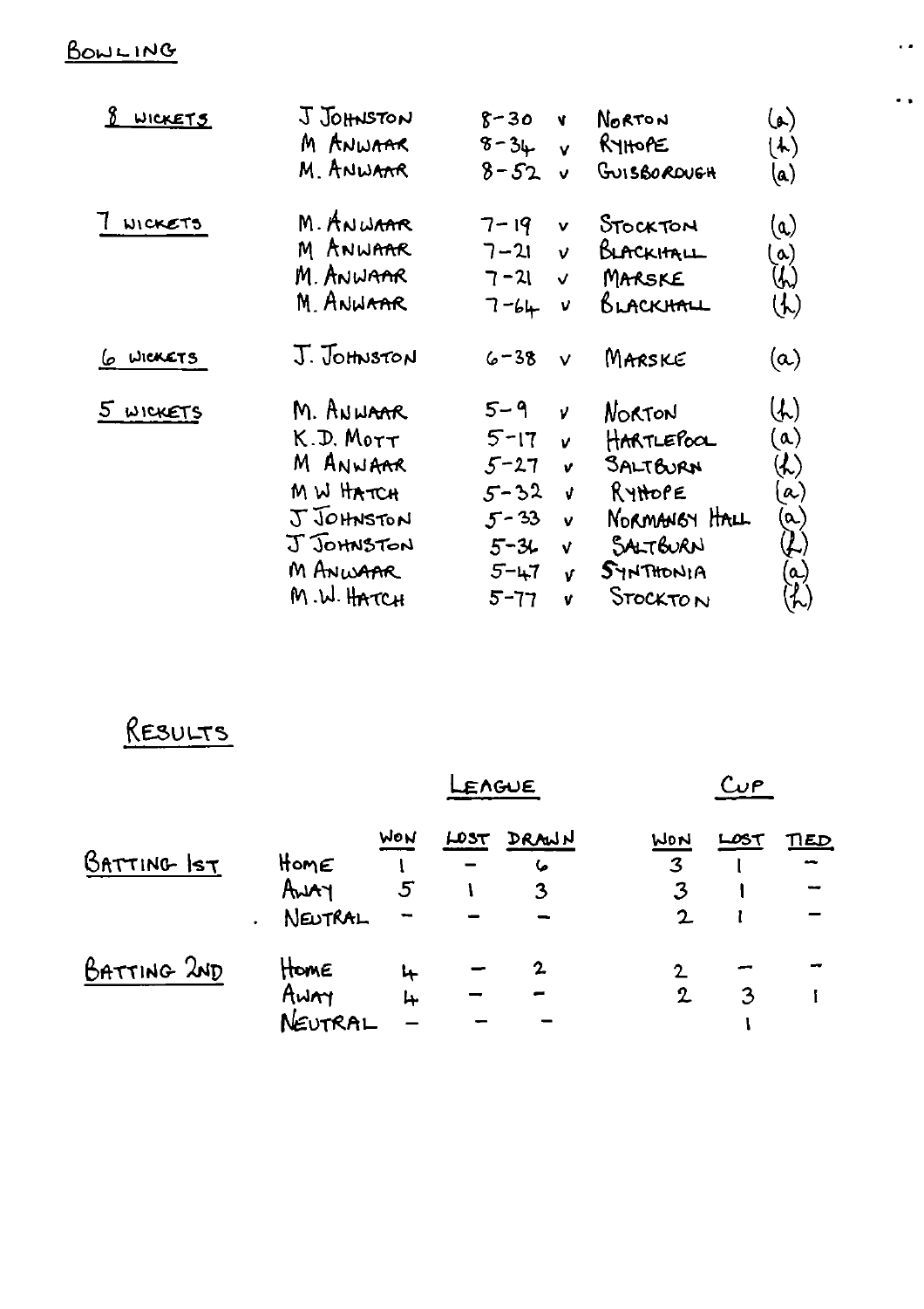## BOWLING

| | | | | |
|---|---|---|---|---|
| 8 WICKETS | J JOHNSTON | 8-30 | v NORTON | (a) |
| | M ANWAAR | 8-34 | v RYHOPE | (h) |
| | M. ANWAAR | 8-52 | v GUISBOROUGH | (a) |
| 7 WICKETS | M. ANWAAR | 7-19 | v STOCKTON | (a) |
| | M ANWAAR | 7-21 | v BLACKHALL | (a) |
| | M. ANWAAR | 7-21 | v MARSKE | (h) |
| | M. ANWAAR | 7-64 | v BLACKHALL | (h) |
| 6 WICKETS | J. JOHNSTON | 6-38 | v MARSKE | (a) |
| 5 WICKETS | M. ANWAAR | 5-9 | v NORTON | (h) |
| | K.D. MOTT | 5-17 | v HARTLEPOOL | (a) |
| | M ANWAAR | 5-27 | v SALTBURN | (h) |
| | M W HATCH | 5-32 | v RYHOPE | (a) |
| | J JOHNSTON | 5-33 | v NORMANBY HALL | (a) |
| | J JOHNSTON | 5-36 | v SALTBURN | (h) |
| | M ANWAAR | 5-47 | v SYNTHONIA | (a) |
| | M.W. HATCH | 5-77 | v STOCKTON | (h) |

## RESULTS

| | | LEAGUE | | | CUP | | |
|---|---|---|---|---|---|---|---|
| | | WON | LOST | DRAWN | WON | LOST | TIED |
| BATTING 1ST | HOME | 1 | – | 6 | 3 | 1 | – |
| | AWAY | 5 | 1 | 3 | 3 | 1 | – |
| | NEUTRAL | – | – | – | 2 | 1 | – |
| BATTING 2ND | HOME | 4 | – | 2 | 2 | – | – |
| | AWAY | 4 | – | – | 2 | 3 | 1 |
| | NEUTRAL | – | – | – | | 1 | |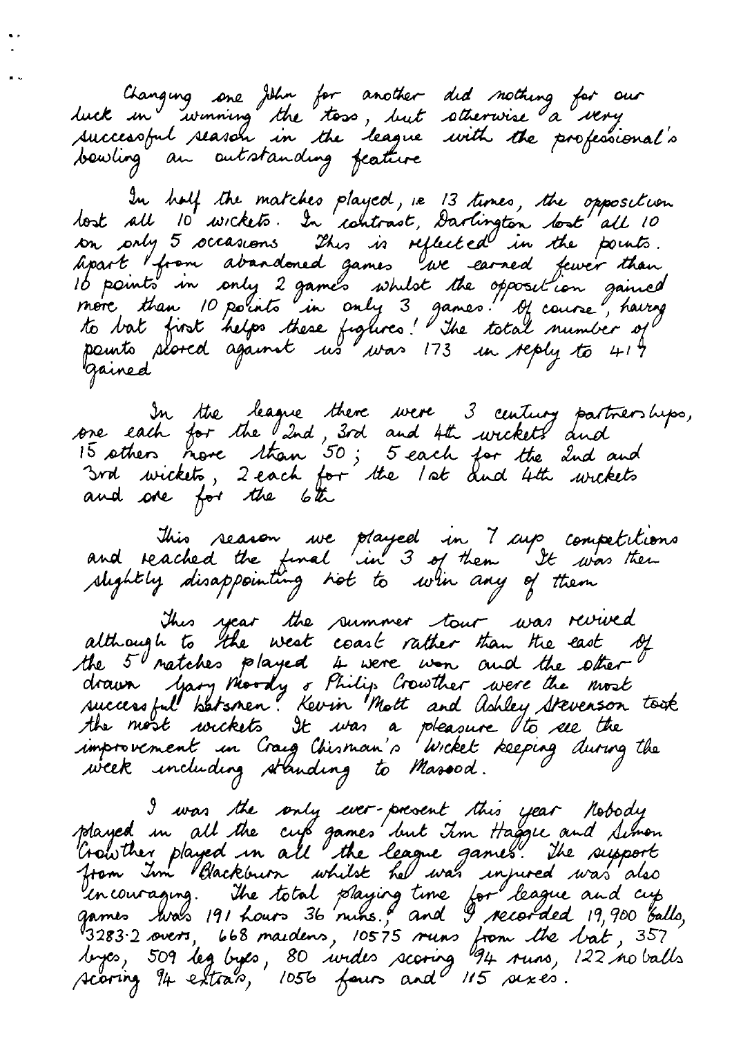Changing one John for another did nothing for our luck in winning the toss, but otherwise a very successful season in the league with the professional's bowling an outstanding feature

In half the matches played, ie 13 times, the opposition lost all 10 wickets. In contrast, Darlington lost all 10 on only 5 occasions. This is reflected in the points. Apart from abandoned games we earned fewer than 16 points in only 2 games whilst the opposition gained more than 10 points in only 3 games. Of course, having to bat first helps these figures! The total number of points scored against us was 173 in reply to 417 gained

In the league there were 3 century partnerships, one each for the 2nd, 3rd and 4th wickets and 15 others more than 50; 5 each for the 2nd and 3rd wickets, 2 each for the 1st and 4th wickets and one for the 6th

This season we played in 7 cup competitions and reached the final in 3 of them. It was then slightly disappointing not to win any of them

This year the summer tour was revived although to the west coast rather than the east. Of the 5 matches played 4 were won and the other drawn. Gary Moody & Philip Crowther were the most successful batsmen. Kevin Mott and Ashley Stevenson took the most wickets. It was a pleasure to see the improvement in Craig Chisman's wicket keeping during the week including standing to Masood.

I was the only ever-present this year. Nobody played in all the cup games but Tim Haggie and Simon Crowther played in all the league games. The support from Tim Blackburn whilst he was injured was also encouraging. The total playing time for league and cup games was 191 hours 36 mins. and I recorded 19,900 balls, 3283.2 overs, 668 maidens, 10575 runs from the bat, 357 byes, 509 leg byes, 80 wides scoring 94 runs, 122 no balls scoring 94 extras, 1056 fours and 115 sixes.